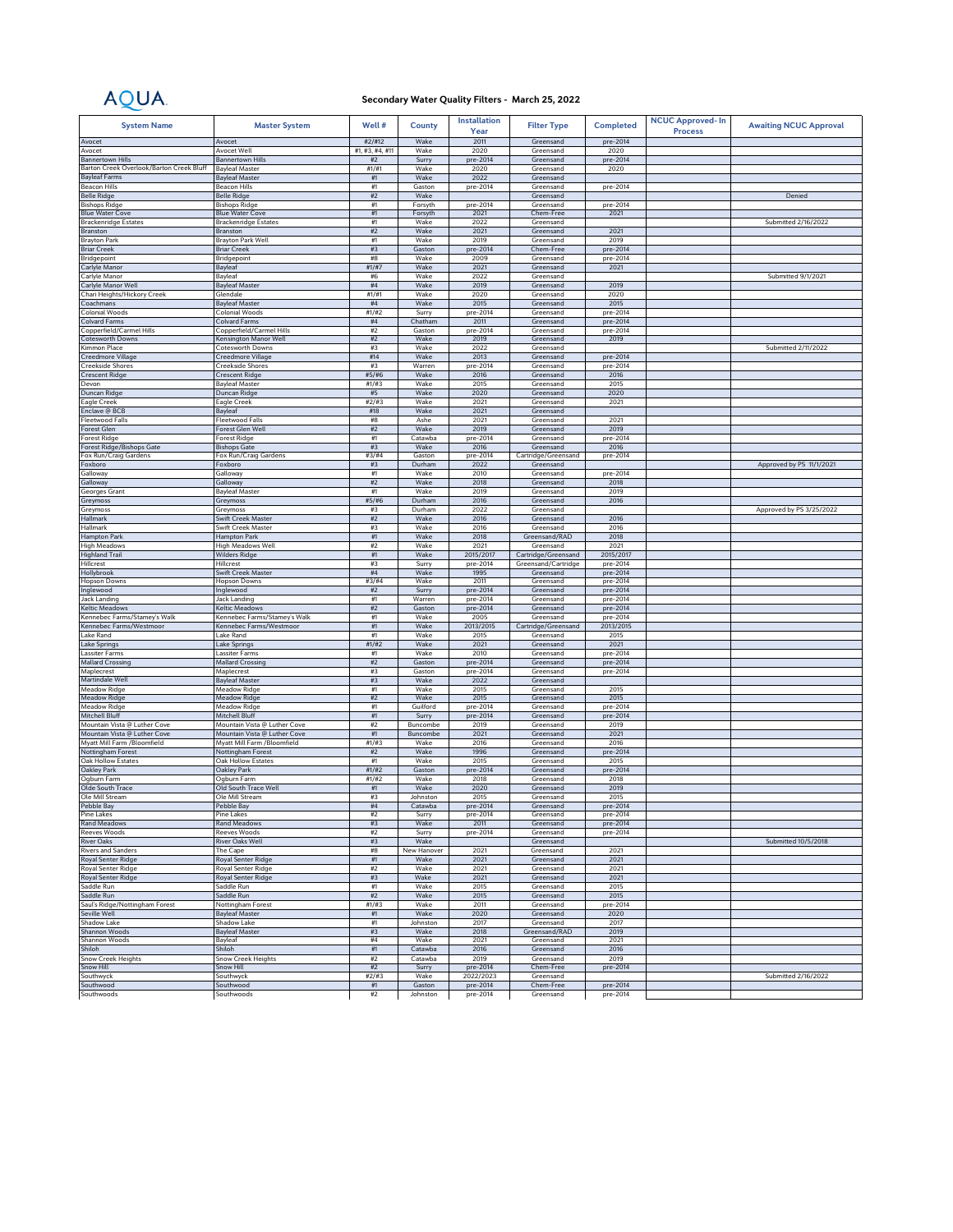AQUA

# Secondary Water Quality Filters - March 25, 2022

| System Name | Master System | Well # | County | Installation Year | Filter Type | Completed | NCUC Approved- In Process | Awaiting NCUC Approval |
|---|---|---|---|---|---|---|---|---|
| Avocet | Avocet | #2/#12 | Wake | 2011 | Greensand | pre-2014 | | |
| Avocet | Avocet Well | #1, #3, #4, #11 | Wake | 2020 | Greensand | 2020 | | |
| Bannertown Hills | Bannertown Hills | #2 | Surry | pre-2014 | Greensand | pre-2014 | | |
| Barton Creek Overlook/Barton Creek Bluff | Bayleaf Master | #1/#1 | Wake | 2020 | Greensand | 2020 | | |
| Bayleaf Farms | Bayleaf Master | #1 | Wake | 2022 | Greensand | | | |
| Beacon Hills | Beacon Hills | #1 | Gaston | pre-2014 | Greensand | pre-2014 | | |
| Belle Ridge | Belle Ridge | #2 | Wake | | Greensand | | | Denied |
| Bishops Ridge | Bishops Ridge | #1 | Forsyth | pre-2014 | Greensand | pre-2014 | | |
| Blue Water Cove | Blue Water Cove | #1 | Forsyth | 2021 | Chem-Free | 2021 | | |
| Brackenridge Estates | Brackenridge Estates | #1 | Wake | 2022 | Greensand | | | Submitted 2/16/2022 |
| Branston | Branston | #2 | Wake | 2021 | Greensand | 2021 | | |
| Brayton Park | Brayton Park Well | #1 | Wake | 2019 | Greensand | 2019 | | |
| Briar Creek | Briar Creek | #3 | Gaston | pre-2014 | Chem-Free | pre-2014 | | |
| Bridgepoint | Bridgepoint | #8 | Wake | 2009 | Greensand | pre-2014 | | |
| Carlyle Manor | Bayleaf | #1/#7 | Wake | 2021 | Greensand | 2021 | | |
| Carlyle Manor | Bayleaf | #6 | Wake | 2022 | Greensand | | | Submitted 9/1/2021 |
| Carlyle Manor Well | Bayleaf Master | #4 | Wake | 2019 | Greensand | 2019 | | |
| Chari Heights/Hickory Creek | Glendale | #1/#1 | Wake | 2020 | Greensand | 2020 | | |
| Coachmans | Bayleaf Master | #4 | Wake | 2015 | Greensand | 2015 | | |
| Colonial Woods | Colonial Woods | #1/#2 | Surry | pre-2014 | Greensand | pre-2014 | | |
| Colvard Farms | Colvard Farms | #4 | Chatham | 2011 | Greensand | pre-2014 | | |
| Copperfield/Carmel Hills | Copperfield/Carmel Hills | #2 | Gaston | pre-2014 | Greensand | pre-2014 | | |
| Cotesworth Downs | Kensington Manor Well | #2 | Wake | 2019 | Greensand | 2019 | | |
| Kimmon Place | Cotesworth Downs | #3 | Wake | 2022 | Greensand | | | Submitted 2/11/2022 |
| Creedmore Village | Creedmore Village | #14 | Wake | 2013 | Greensand | pre-2014 | | |
| Creekside Shores | Creekside Shores | #3 | Warren | pre-2014 | Greensand | pre-2014 | | |
| Crescent Ridge | Crescent Ridge | #5/#6 | Wake | 2016 | Greensand | 2016 | | |
| Devon | Bayleaf Master | #1/#3 | Wake | 2015 | Greensand | 2015 | | |
| Duncan Ridge | Duncan Ridge | #5 | Wake | 2020 | Greensand | 2020 | | |
| Eagle Creek | Eagle Creek | #2/#3 | Wake | 2021 | Greensand | 2021 | | |
| Enclave @ BCB | Bayleaf | #18 | Wake | 2021 | Greensand | | | |
| Fleetwood Falls | Fleetwood Falls | #8 | Ashe | 2021 | Greensand | 2021 | | |
| Forest Glen | Forest Glen Well | #2 | Wake | 2019 | Greensand | 2019 | | |
| Forest Ridge | Forest Ridge | #1 | Catawba | pre-2014 | Greensand | pre-2014 | | |
| Forest Ridge/Bishops Gate | Bishops Gate | #3 | Wake | 2016 | Greensand | 2016 | | |
| Fox Run/Craig Gardens | Fox Run/Craig Gardens | #3/#4 | Gaston | pre-2014 | Cartridge/Greensand | pre-2014 | | |
| Foxboro | Foxboro | #3 | Durham | 2022 | Greensand | | | Approved by PS 11/1/2021 |
| Galloway | Galloway | #1 | Wake | 2010 | Greensand | pre-2014 | | |
| Galloway | Galloway | #2 | Wake | 2018 | Greensand | 2018 | | |
| Georges Grant | Bayleaf Master | #1 | Wake | 2019 | Greensand | 2019 | | |
| Greymoss | Greymoss | #5/#6 | Durham | 2016 | Greensand | 2016 | | |
| Greymoss | Greymoss | #3 | Durham | 2022 | Greensand | | | Approved by PS 3/25/2022 |
| Hallmark | Swift Creek Master | #2 | Wake | 2016 | Greensand | 2016 | | |
| Hallmark | Swift Creek Master | #3 | Wake | 2016 | Greensand | 2016 | | |
| Hampton Park | Hampton Park | #1 | Wake | 2018 | Greensand/RAD | 2018 | | |
| High Meadows | High Meadows Well | #2 | Wake | 2021 | Greensand | 2021 | | |
| Highland Trail | Wilders Ridge | #1 | Wake | 2015/2017 | Cartridge/Greensand | 2015/2017 | | |
| Hillcrest | Hillcrest | #3 | Surry | pre-2014 | Greensand/Cartridge | pre-2014 | | |
| Hollybrook | Swift Creek Master | #4 | Wake | 1995 | Greensand | pre-2014 | | |
| Hopson Downs | Hopson Downs | #3/#4 | Wake | 2011 | Greensand | pre-2014 | | |
| Inglewood | Inglewood | #2 | Surry | pre-2014 | Greensand | pre-2014 | | |
| Jack Landing | Jack Landing | #1 | Warren | pre-2014 | Greensand | pre-2014 | | |
| Keltic Meadows | Keltic Meadows | #2 | Gaston | pre-2014 | Greensand | pre-2014 | | |
| Kennebec Farms/Stamey's Walk | Kennebec Farms/Stamey's Walk | #1 | Wake | 2005 | Greensand | pre-2014 | | |
| Kennebec Farms/Westmoor | Kennebec Farms/Westmoor | #1 | Wake | 2013/2015 | Cartridge/Greensand | 2013/2015 | | |
| Lake Rand | Lake Rand | #1 | Wake | 2015 | Greensand | 2015 | | |
| Lake Springs | Lake Springs | #1/#2 | Wake | 2021 | Greensand | 2021 | | |
| Lassiter Farms | Lassiter Farms | #1 | Wake | 2010 | Greensand | pre-2014 | | |
| Mallard Crossing | Mallard Crossing | #2 | Gaston | pre-2014 | Greensand | pre-2014 | | |
| Maplecrest | Maplecrest | #3 | Gaston | pre-2014 | Greensand | pre-2014 | | |
| Martindale Well | Bayleaf Master | #3 | Wake | 2022 | Greensand | | | |
| Meadow Ridge | Meadow Ridge | #1 | Wake | 2015 | Greensand | 2015 | | |
| Meadow Ridge | Meadow Ridge | #2 | Wake | 2015 | Greensand | 2015 | | |
| Meadow Ridge | Meadow Ridge | #1 | Guilford | pre-2014 | Greensand | pre-2014 | | |
| Mitchell Bluff | Mitchell Bluff | #1 | Surry | pre-2014 | Greensand | pre-2014 | | |
| Mountain Vista @ Luther Cove | Mountain Vista @ Luther Cove | #2 | Buncombe | 2019 | Greensand | 2019 | | |
| Mountain Vista @ Luther Cove | Mountain Vista @ Luther Cove | #1 | Buncombe | 2021 | Greensand | 2021 | | |
| Myatt Mill Farm /Bloomfield | Myatt Mill Farm /Bloomfield | #1/#3 | Wake | 2016 | Greensand | 2016 | | |
| Nottingham Forest | Nottingham Forest | #2 | Wake | 1996 | Greensand | pre-2014 | | |
| Oak Hollow Estates | Oak Hollow Estates | #1 | Wake | 2015 | Greensand | 2015 | | |
| Oakley Park | Oakley Park | #1/#2 | Gaston | pre-2014 | Greensand | pre-2014 | | |
| Ogburn Farm | Ogburn Farm | #1/#2 | Wake | 2018 | Greensand | 2018 | | |
| Olde South Trace | Old South Trace Well | #1 | Wake | 2020 | Greensand | 2019 | | |
| Ole Mill Stream | Ole Mill Stream | #3 | Johnston | 2015 | Greensand | 2015 | | |
| Pebble Bay | Pebble Bay | #4 | Catawba | pre-2014 | Greensand | pre-2014 | | |
| Pine Lakes | Pine Lakes | #2 | Surry | pre-2014 | Greensand | pre-2014 | | |
| Rand Meadows | Rand Meadows | #3 | Wake | 2011 | Greensand | pre-2014 | | |
| Reeves Woods | Reeves Woods | #2 | Surry | pre-2014 | Greensand | pre-2014 | | |
| River Oaks | River Oaks Well | #3 | Wake | | Greensand | | | Submitted 10/5/2018 |
| Rivers and Sanders | The Cape | #8 | New Hanover | 2021 | Greensand | 2021 | | |
| Royal Senter Ridge | Royal Senter Ridge | #1 | Wake | 2021 | Greensand | 2021 | | |
| Royal Senter Ridge | Royal Senter Ridge | #2 | Wake | 2021 | Greensand | 2021 | | |
| Royal Senter Ridge | Royal Senter Ridge | #3 | Wake | 2021 | Greensand | 2021 | | |
| Saddle Run | Saddle Run | #1 | Wake | 2015 | Greensand | 2015 | | |
| Saddle Run | Saddle Run | #2 | Wake | 2015 | Greensand | 2015 | | |
| Saul's Ridge/Nottingham Forest | Nottingham Forest | #1/#3 | Wake | 2011 | Greensand | pre-2014 | | |
| Seville Well | Bayleaf Master | #1 | Wake | 2020 | Greensand | 2020 | | |
| Shadow Lake | Shadow Lake | #1 | Johnston | 2017 | Greensand | 2017 | | |
| Shannon Woods | Bayleaf Master | #3 | Wake | 2018 | Greensand/RAD | 2019 | | |
| Shannon Woods | Bayleaf | #4 | Wake | 2021 | Greensand | 2021 | | |
| Shiloh | Shiloh | #1 | Catawba | 2016 | Greensand | 2016 | | |
| Snow Creek Heights | Snow Creek Heights | #2 | Catawba | 2019 | Greensand | 2019 | | |
| Snow Hill | Snow Hill | #2 | Surry | pre-2014 | Chem-Free | pre-2014 | | |
| Southwyck | Southwyck | #2/#3 | Wake | 2022/2023 | Greensand | | | Submitted 2/16/2022 |
| Southwood | Southwood | #1 | Gaston | pre-2014 | Chem-Free | pre-2014 | | |
| Southwoods | Southwoods | #2 | Johnston | pre-2014 | Greensand | pre-2014 | | |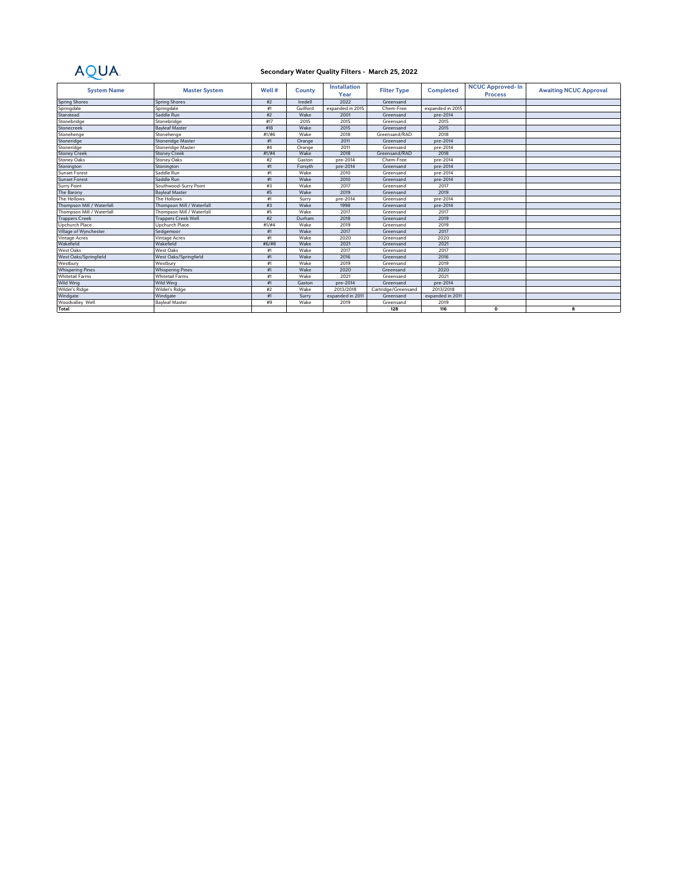AQUA

**Secondary Water Quality Filters - March 25, 2022**

| System Name | Master System | Well # | County | Installation Year | Filter Type | Completed | NCUC Approved- In Process | Awaiting NCUC Approval |
|---|---|---|---|---|---|---|---|---|
| Spring Shores | Spring Shores | #2 | Iredell | 2022 | Greensand | | | |
| Springdale | Springdale | #1 | Guilford | expanded in 2015 | Chem-Free | expanded in 2015 | | |
| Stanstead | Saddle Run | #2 | Wake | 2001 | Greensand | pre-2014 | | |
| Stonebridge | Stonebridge | #17 | 2015 | 2015 | Greensand | 2015 | | |
| Stonecreek | Bayleaf Master | #18 | Wake | 2015 | Greensand | 2015 | | |
| Stonehenge | Stonehenge | #1/#6 | Wake | 2018 | Greensand/RAD | 2018 | | |
| Stoneridge | Stoneridge Master | #1 | Orange | 2011 | Greensand | pre-2014 | | |
| Stoneridge | Stoneridge Master | #4 | Orange | 2011 | Greensand | pre-2014 | | |
| Stoney Creek | Stoney Creek | #1/#4 | Wake | 2018 | Greensand/RAD | 2018 | | |
| Stoney Oaks | Stoney Oaks | #2 | Gaston | pre-2014 | Chem-Free | pre-2014 | | |
| Stonington | Stonington | #1 | Forsyth | pre-2014 | Greensand | pre-2014 | | |
| Sunset Forest | Saddle Run | #1 | Wake | 2010 | Greensand | pre-2014 | | |
| Sunset Forest | Saddle Run | #1 | Wake | 2010 | Greensand | pre-2014 | | |
| Surry Point | Southwood-Surry Point | #3 | Wake | 2017 | Greensand | 2017 | | |
| The Barony | Bayleaf Master | #5 | Wake | 2019 | Greensand | 2019 | | |
| The Hollows | The Hollows | #1 | Surry | pre-2014 | Greensand | pre-2014 | | |
| Thompson Mill / Waterfall | Thompson Mill / Waterfall | #3 | Wake | 1998 | Greensand | pre-2014 | | |
| Thompson Mill / Waterfall | Thompson Mill / Waterfall | #5 | Wake | 2017 | Greensand | 2017 | | |
| Trappers Creek | Trappers Creek Well | #2 | Durham | 2018 | Greensand | 2019 | | |
| Upchurch Place | Upchurch Place | #1/#4 | Wake | 2019 | Greensand | 2019 | | |
| Village of Wynchester | Sedgemoor | #1 | Wake | 2017 | Greensand | 2017 | | |
| Vintage Acres | Vintage Acres | #1 | Wake | 2020 | Greensand | 2020 | | |
| Wakefield | Wakefield | #6/#8 | Wake | 2021 | Greensand | 2021 | | |
| West Oaks | West Oaks | #1 | Wake | 2017 | Greensand | 2017 | | |
| West Oaks/Springfield | West Oaks/Springfield | #1 | Wake | 2016 | Greensand | 2016 | | |
| Westbury | Westbury | #1 | Wake | 2019 | Greensand | 2019 | | |
| Whispering Pines | Whispering Pines | #1 | Wake | 2020 | Greensand | 2020 | | |
| Whitetail Farms | Whitetail Farms | #1 | Wake | 2021 | Greensand | 2021 | | |
| Wild Wing | Wild Wing | #1 | Gaston | pre-2014 | Greensand | pre-2014 | | |
| Wilder's Ridge | Wilder's Ridge | #2 | Wake | 2013/2018 | Cartridge/Greensand | 2013/2018 | | |
| Windgate | Windgate | #1 | Surry | expanded in 2011 | Greensand | expanded in 2011 | | |
| Woodvalley Well | Bayleaf Master | #9 | Wake | 2019 | Greensand | 2019 | | |
| **Total** | | | | | **128** | **116** | **0** | **8** |